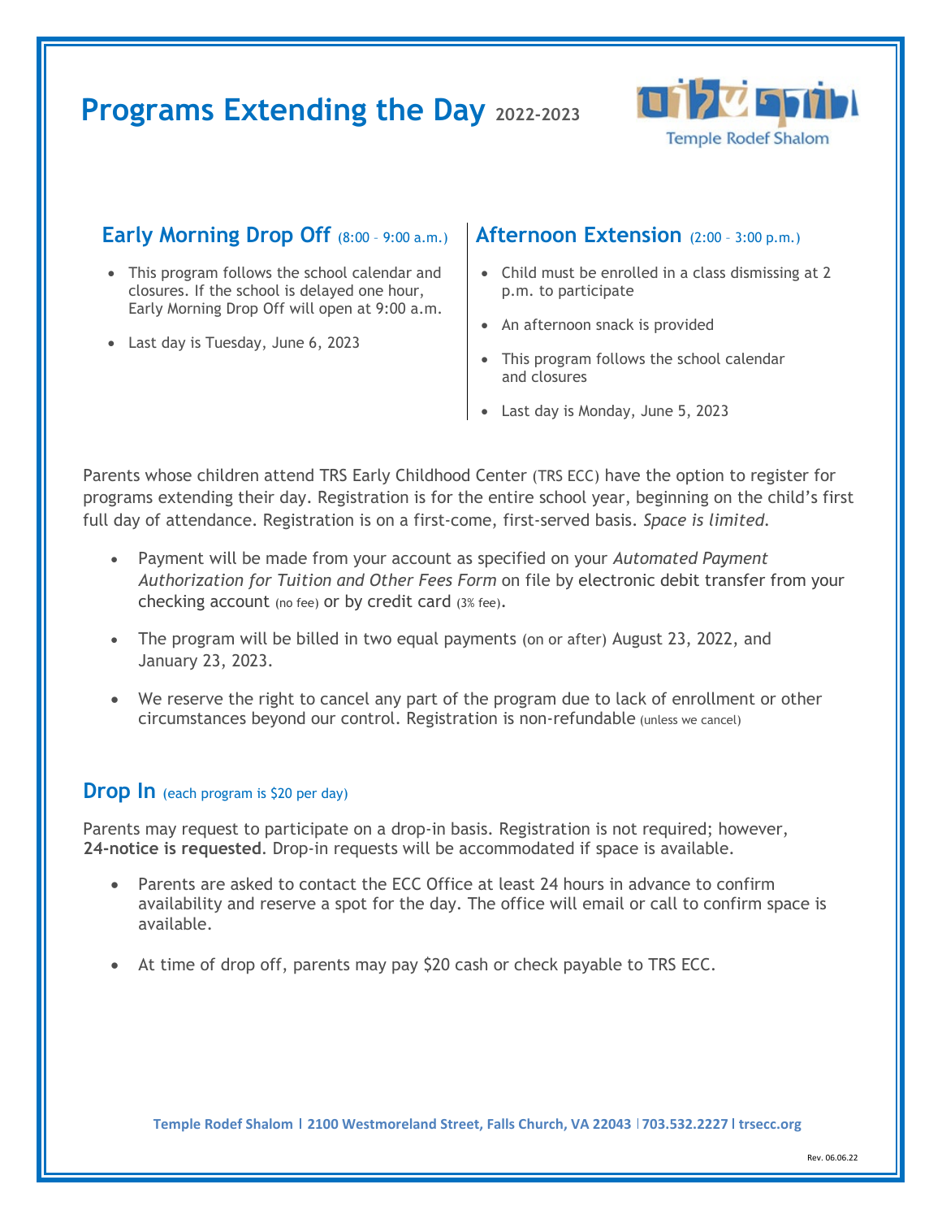# Programs Extending the Day 2022-2023

Temple Rodef Shalom

## Early Morning Drop Off (8:00 – 9:00 a.m.)

- This program follows the school calendar and closures. If the school is delayed one hour, Early Morning Drop Off will open at 9:00 a.m.
- Last day is Tuesday, June 6, 2023

## Afternoon Extension (2:00 – 3:00 p.m.)

- Child must be enrolled in a class dismissing at 2 p.m. to participate
- An afternoon snack is provided
- This program follows the school calendar and closures
- Last day is Monday, June 5, 2023

Parents whose children attend TRS Early Childhood Center (TRS ECC) have the option to register for programs extending their day. Registration is for the entire school year, beginning on the child's first full day of attendance. Registration is on a first-come, first-served basis. *Space is limited.*

- Payment will be made from your account as specified on your *Automated Payment Authorization for Tuition and Other Fees Form* on file by electronic debit transfer from your checking account (no fee) or by credit card (3% fee).
- The program will be billed in two equal payments (on or after) August 23, 2022, and January 23, 2023.
- We reserve the right to cancel any part of the program due to lack of enrollment or other circumstances beyond our control. Registration is non-refundable (unless we cancel)

## Drop In (each program is $20 per day)

Parents may request to participate on a drop-in basis. Registration is not required; however, **24-notice is requested**. Drop-in requests will be accommodated if space is available.

- Parents are asked to contact the ECC Office at least 24 hours in advance to confirm availability and reserve a spot for the day. The office will email or call to confirm space is available.
- At time of drop off, parents may pay $20 cash or check payable to TRS ECC.

Temple Rodef Shalom | 2100 Westmoreland Street, Falls Church, VA 22043 | 703.532.2227 | trsecc.org

Rev. 06.06.22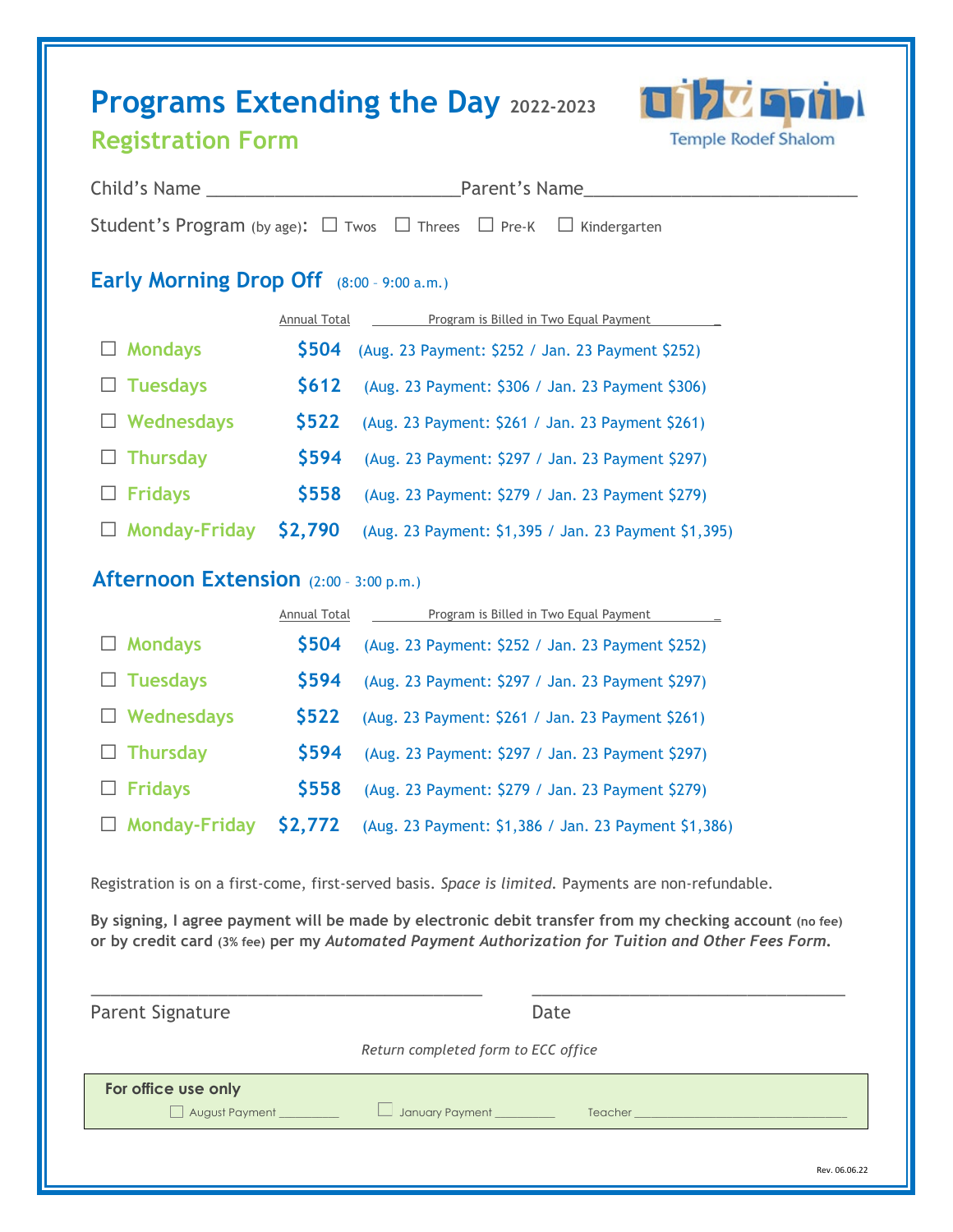# Programs Extending the Day 2022-2023

## Registration Form

Temple Rodef Shalom

Child's Name ___________________________ Parent's Name ___________________________

Student's Program (by age): ☐ Twos ☐ Threes ☐ Pre-K ☐ Kindergarten

### Early Morning Drop Off (8:00 – 9:00 a.m.)

| | Annual Total | Program is Billed in Two Equal Payment |
|---|---|---|
| ☐ Mondays | $504 | (Aug. 23 Payment: $252 / Jan. 23 Payment $252) |
| ☐ Tuesdays | $612 | (Aug. 23 Payment: $306 / Jan. 23 Payment $306) |
| ☐ Wednesdays | $522 | (Aug. 23 Payment: $261 / Jan. 23 Payment $261) |
| ☐ Thursday | $594 | (Aug. 23 Payment: $297 / Jan. 23 Payment $297) |
| ☐ Fridays | $558 | (Aug. 23 Payment: $279 / Jan. 23 Payment $279) |
| ☐ Monday-Friday | $2,790 | (Aug. 23 Payment: $1,395 / Jan. 23 Payment $1,395) |

### Afternoon Extension (2:00 – 3:00 p.m.)

| | Annual Total | Program is Billed in Two Equal Payment |
|---|---|---|
| ☐ Mondays | $504 | (Aug. 23 Payment: $252 / Jan. 23 Payment $252) |
| ☐ Tuesdays | $594 | (Aug. 23 Payment: $297 / Jan. 23 Payment $297) |
| ☐ Wednesdays | $522 | (Aug. 23 Payment: $261 / Jan. 23 Payment $261) |
| ☐ Thursday | $594 | (Aug. 23 Payment: $297 / Jan. 23 Payment $297) |
| ☐ Fridays | $558 | (Aug. 23 Payment: $279 / Jan. 23 Payment $279) |
| ☐ Monday-Friday | $2,772 | (Aug. 23 Payment: $1,386 / Jan. 23 Payment $1,386) |

Registration is on a first-come, first-served basis. *Space is limited.* Payments are non-refundable.

**By signing, I agree payment will be made by electronic debit transfer from my checking account (no fee) or by credit card (3% fee) per my *Automated Payment Authorization for Tuition and Other Fees Form.***

_____________________________________ _____________________________

Parent Signature Date

*Return completed form to ECC office*

**For office use only**

☐ August Payment _________ ☐ January Payment _________ Teacher _______________________________

Rev. 06.06.22